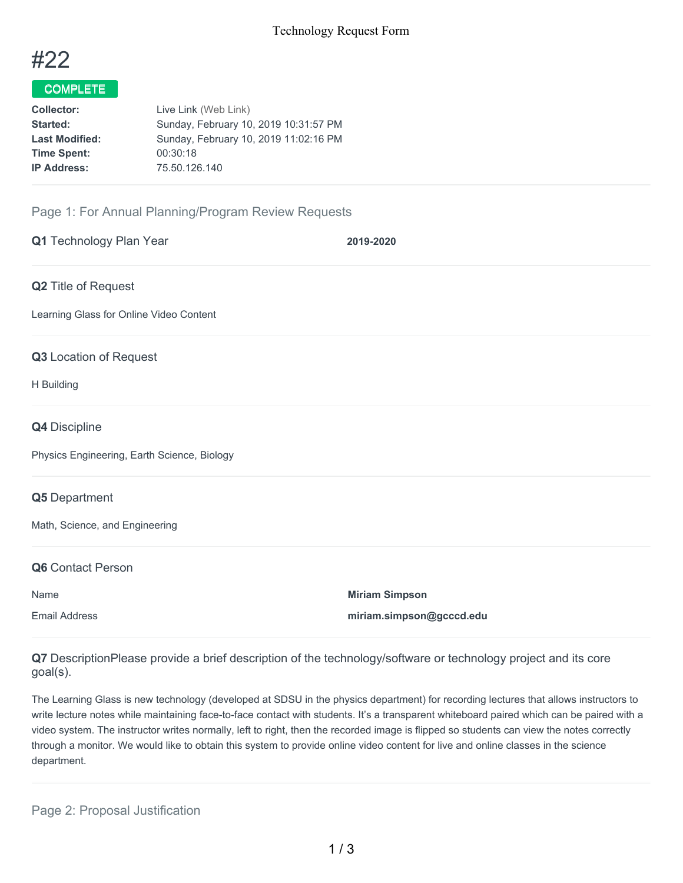Technology Request Form

# #22

**COMPLETE**

| | |
|---|---|
| **Collector:** | Live Link (Web Link) |
| **Started:** | Sunday, February 10, 2019 10:31:57 PM |
| **Last Modified:** | Sunday, February 10, 2019 11:02:16 PM |
| **Time Spent:** | 00:30:18 |
| **IP Address:** | 75.50.126.140 |

## Page 1: For Annual Planning/Program Review Requests

**Q1** Technology Plan Year **2019-2020**

**Q2** Title of Request

Learning Glass for Online Video Content

**Q3** Location of Request

H Building

**Q4** Discipline

Physics Engineering, Earth Science, Biology

**Q5** Department

Math, Science, and Engineering

**Q6** Contact Person

| | |
|---|---|
| Name | **Miriam Simpson** |
| Email Address | **miriam.simpson@gcccd.edu** |

**Q7** DescriptionPlease provide a brief description of the technology/software or technology project and its core goal(s).

The Learning Glass is new technology (developed at SDSU in the physics department) for recording lectures that allows instructors to write lecture notes while maintaining face-to-face contact with students. It's a transparent whiteboard paired which can be paired with a video system. The instructor writes normally, left to right, then the recorded image is flipped so students can view the notes correctly through a monitor. We would like to obtain this system to provide online video content for live and online classes in the science department.

## Page 2: Proposal Justification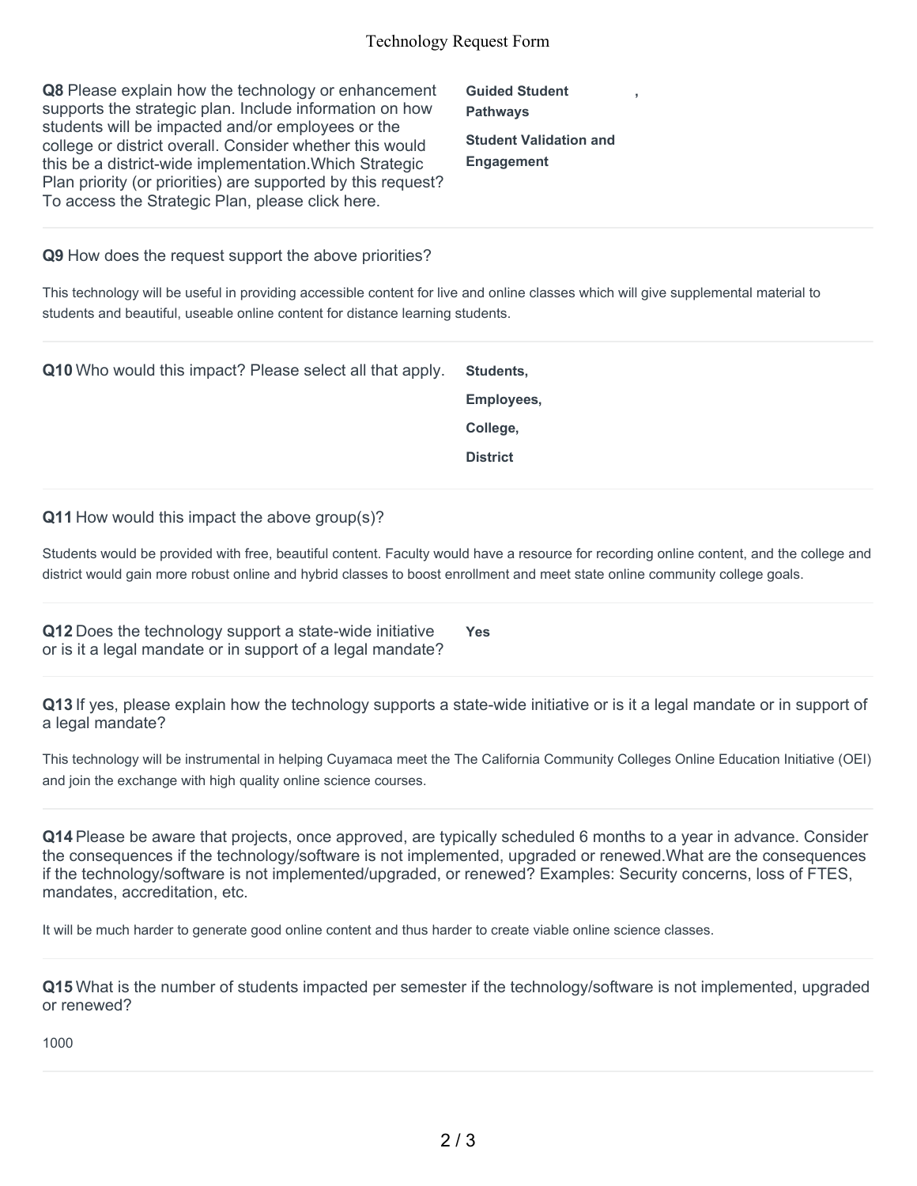**Q8** Please explain how the technology or enhancement supports the strategic plan. Include information on how students will be impacted and/or employees or the college or district overall. Consider whether this would this be a district-wide implementation.Which Strategic Plan priority (or priorities) are supported by this request? To access the Strategic Plan, please click here.

**Guided Student Pathways** ,

**Student Validation and Engagement**

---

**Q9** How does the request support the above priorities?

This technology will be useful in providing accessible content for live and online classes which will give supplemental material to students and beautiful, useable online content for distance learning students.

---

**Q10** Who would this impact? Please select all that apply.

**Students,**

**Employees,**

**College,**

**District**

---

**Q11** How would this impact the above group(s)?

Students would be provided with free, beautiful content. Faculty would have a resource for recording online content, and the college and district would gain more robust online and hybrid classes to boost enrollment and meet state online community college goals.

---

**Q12** Does the technology support a state-wide initiative or is it a legal mandate or in support of a legal mandate?

**Yes**

---

**Q13** If yes, please explain how the technology supports a state-wide initiative or is it a legal mandate or in support of a legal mandate?

This technology will be instrumental in helping Cuyamaca meet the The California Community Colleges Online Education Initiative (OEI) and join the exchange with high quality online science courses.

---

**Q14** Please be aware that projects, once approved, are typically scheduled 6 months to a year in advance. Consider the consequences if the technology/software is not implemented, upgraded or renewed.What are the consequences if the technology/software is not implemented/upgraded, or renewed? Examples: Security concerns, loss of FTES, mandates, accreditation, etc.

It will be much harder to generate good online content and thus harder to create viable online science classes.

---

**Q15** What is the number of students impacted per semester if the technology/software is not implemented, upgraded or renewed?

1000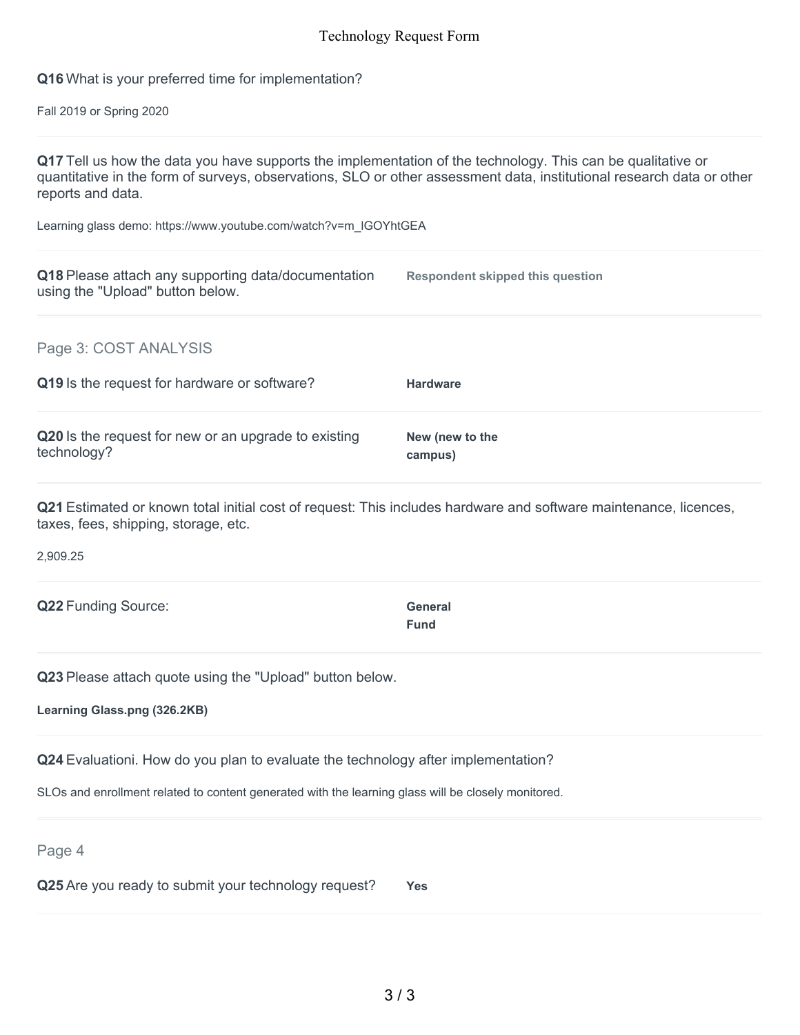**Q16** What is your preferred time for implementation?

Fall 2019 or Spring 2020

**Q17** Tell us how the data you have supports the implementation of the technology. This can be qualitative or quantitative in the form of surveys, observations, SLO or other assessment data, institutional research data or other reports and data.

Learning glass demo: https://www.youtube.com/watch?v=m_lGOYhtGEA

**Q18** Please attach any supporting data/documentation using the "Upload" button below. **Respondent skipped this question**

## Page 3: COST ANALYSIS

**Q19** Is the request for hardware or software? **Hardware**

**Q20** Is the request for new or an upgrade to existing technology? **New (new to the campus)**

**Q21** Estimated or known total initial cost of request: This includes hardware and software maintenance, licences, taxes, fees, shipping, storage, etc.

2,909.25

**Q22** Funding Source: **General Fund**

**Q23** Please attach quote using the "Upload" button below.

**Learning Glass.png (326.2KB)**

**Q24** Evaluationi. How do you plan to evaluate the technology after implementation?

SLOs and enrollment related to content generated with the learning glass will be closely monitored.

## Page 4

**Q25** Are you ready to submit your technology request? **Yes**